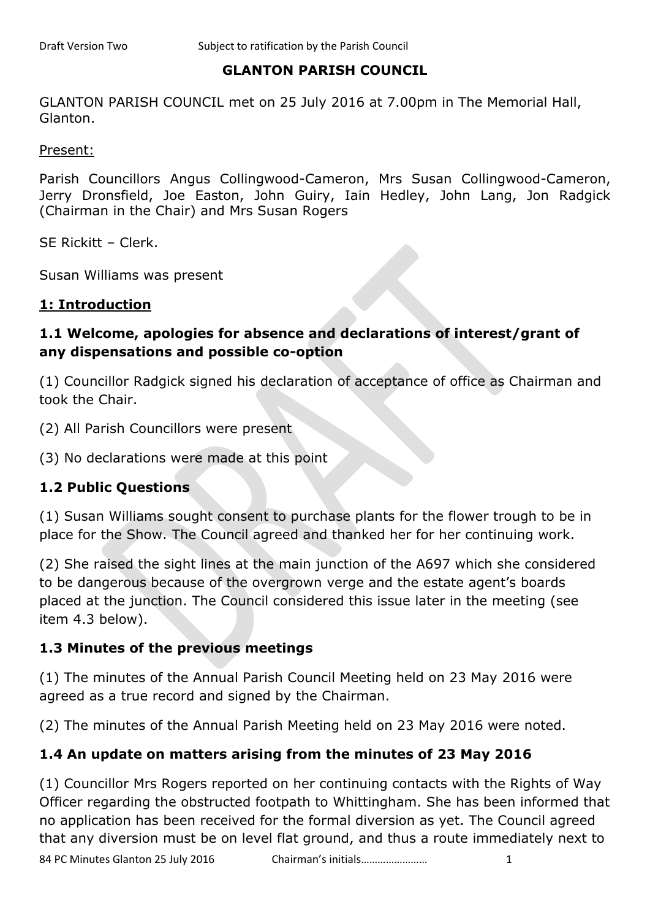# GLANTON PARISH COUNCIL

GLANTON PARISH COUNCIL met on 25 July 2016 at 7.00pm in The Memorial Hall, Glanton.

Present:

Parish Councillors Angus Collingwood-Cameron, Mrs Susan Collingwood-Cameron, Jerry Dronsfield, Joe Easton, John Guiry, Iain Hedley, John Lang, Jon Radgick (Chairman in the Chair) and Mrs Susan Rogers

SE Rickitt – Clerk.

Susan Williams was present

## 1: Introduction

### 1.1 Welcome, apologies for absence and declarations of interest/grant of any dispensations and possible co-option

(1) Councillor Radgick signed his declaration of acceptance of office as Chairman and took the Chair.

(2) All Parish Councillors were present

(3) No declarations were made at this point

### 1.2 Public Questions

(1) Susan Williams sought consent to purchase plants for the flower trough to be in place for the Show. The Council agreed and thanked her for her continuing work.

(2) She raised the sight lines at the main junction of the A697 which she considered to be dangerous because of the overgrown verge and the estate agent's boards placed at the junction. The Council considered this issue later in the meeting (see item 4.3 below).

### 1.3 Minutes of the previous meetings

(1) The minutes of the Annual Parish Council Meeting held on 23 May 2016 were agreed as a true record and signed by the Chairman.

(2) The minutes of the Annual Parish Meeting held on 23 May 2016 were noted.

### 1.4 An update on matters arising from the minutes of 23 May 2016

(1) Councillor Mrs Rogers reported on her continuing contacts with the Rights of Way Officer regarding the obstructed footpath to Whittingham. She has been informed that no application has been received for the formal diversion as yet. The Council agreed that any diversion must be on level flat ground, and thus a route immediately next to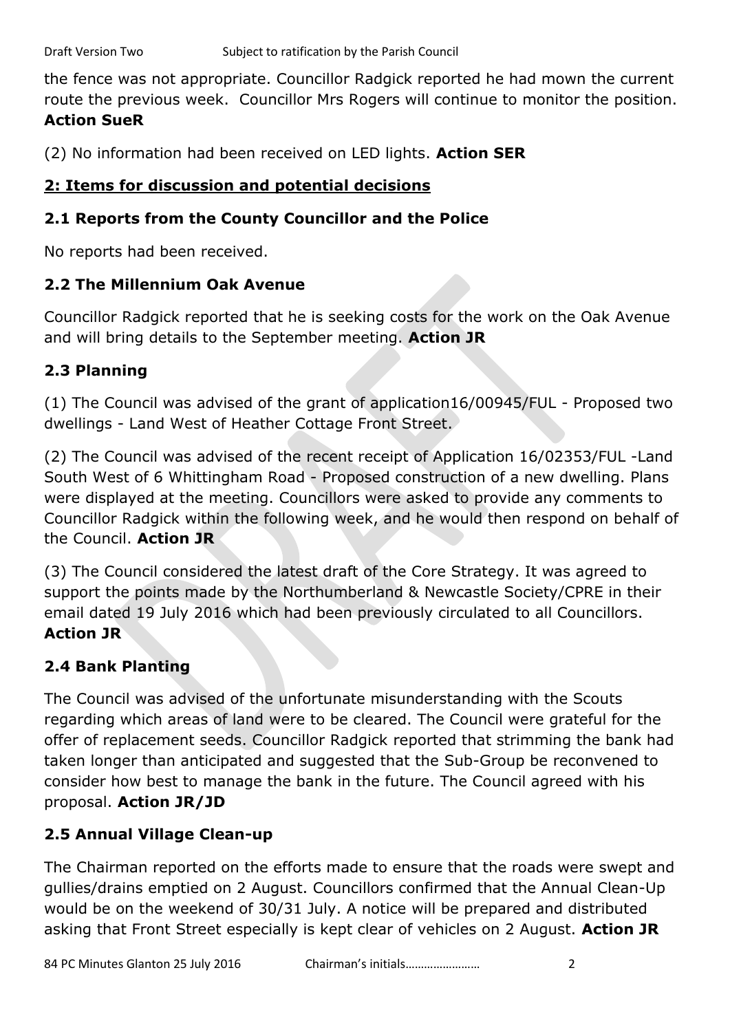the fence was not appropriate. Councillor Radgick reported he had mown the current route the previous week. Councillor Mrs Rogers will continue to monitor the position. **Action SueR**

(2) No information had been received on LED lights. **Action SER**

## 2: Items for discussion and potential decisions

### 2.1 Reports from the County Councillor and the Police

No reports had been received.

### 2.2 The Millennium Oak Avenue

Councillor Radgick reported that he is seeking costs for the work on the Oak Avenue and will bring details to the September meeting. **Action JR**

### 2.3 Planning

(1) The Council was advised of the grant of application16/00945/FUL - Proposed two dwellings - Land West of Heather Cottage Front Street.

(2) The Council was advised of the recent receipt of Application 16/02353/FUL -Land South West of 6 Whittingham Road - Proposed construction of a new dwelling. Plans were displayed at the meeting. Councillors were asked to provide any comments to Councillor Radgick within the following week, and he would then respond on behalf of the Council. **Action JR**

(3) The Council considered the latest draft of the Core Strategy. It was agreed to support the points made by the Northumberland & Newcastle Society/CPRE in their email dated 19 July 2016 which had been previously circulated to all Councillors. **Action JR**

### 2.4 Bank Planting

The Council was advised of the unfortunate misunderstanding with the Scouts regarding which areas of land were to be cleared. The Council were grateful for the offer of replacement seeds. Councillor Radgick reported that strimming the bank had taken longer than anticipated and suggested that the Sub-Group be reconvened to consider how best to manage the bank in the future. The Council agreed with his proposal. **Action JR/JD**

### 2.5 Annual Village Clean-up

The Chairman reported on the efforts made to ensure that the roads were swept and gullies/drains emptied on 2 August. Councillors confirmed that the Annual Clean-Up would be on the weekend of 30/31 July. A notice will be prepared and distributed asking that Front Street especially is kept clear of vehicles on 2 August. **Action JR**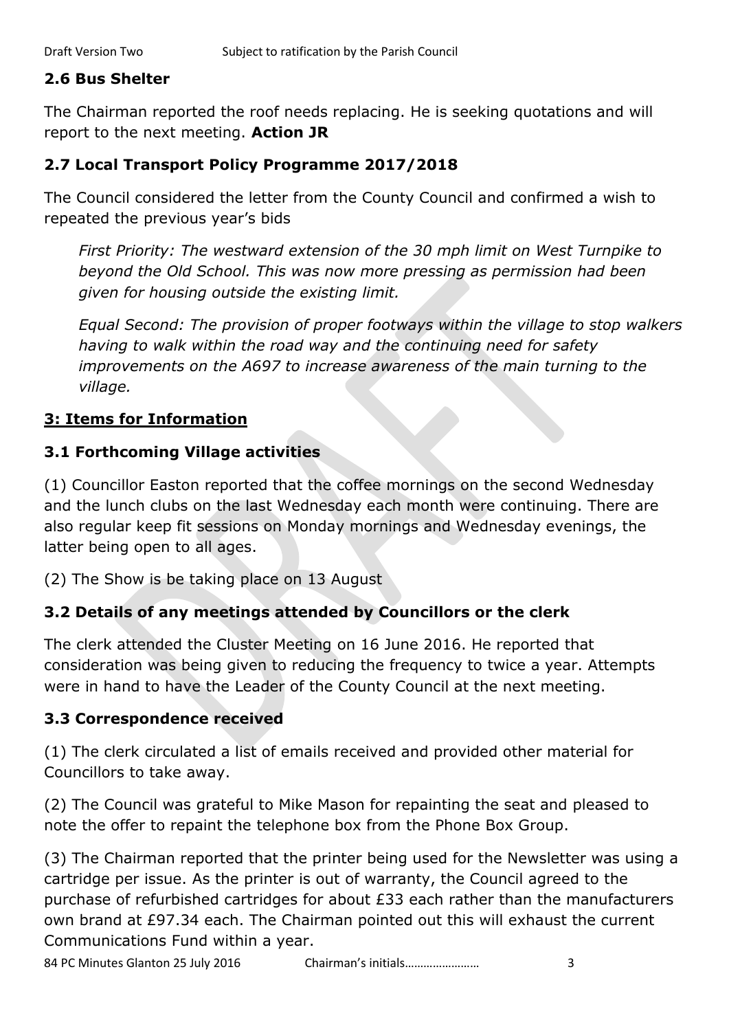## 2.6 Bus Shelter

The Chairman reported the roof needs replacing. He is seeking quotations and will report to the next meeting. **Action JR**

## 2.7 Local Transport Policy Programme 2017/2018

The Council considered the letter from the County Council and confirmed a wish to repeated the previous year's bids

> *First Priority: The westward extension of the 30 mph limit on West Turnpike to beyond the Old School. This was now more pressing as permission had been given for housing outside the existing limit.*
>
> *Equal Second: The provision of proper footways within the village to stop walkers having to walk within the road way and the continuing need for safety improvements on the A697 to increase awareness of the main turning to the village.*

## 3: Items for Information

## 3.1 Forthcoming Village activities

(1) Councillor Easton reported that the coffee mornings on the second Wednesday and the lunch clubs on the last Wednesday each month were continuing. There are also regular keep fit sessions on Monday mornings and Wednesday evenings, the latter being open to all ages.

(2) The Show is be taking place on 13 August

## 3.2 Details of any meetings attended by Councillors or the clerk

The clerk attended the Cluster Meeting on 16 June 2016. He reported that consideration was being given to reducing the frequency to twice a year. Attempts were in hand to have the Leader of the County Council at the next meeting.

## 3.3 Correspondence received

(1) The clerk circulated a list of emails received and provided other material for Councillors to take away.

(2) The Council was grateful to Mike Mason for repainting the seat and pleased to note the offer to repaint the telephone box from the Phone Box Group.

(3) The Chairman reported that the printer being used for the Newsletter was using a cartridge per issue. As the printer is out of warranty, the Council agreed to the purchase of refurbished cartridges for about £33 each rather than the manufacturers own brand at £97.34 each. The Chairman pointed out this will exhaust the current Communications Fund within a year.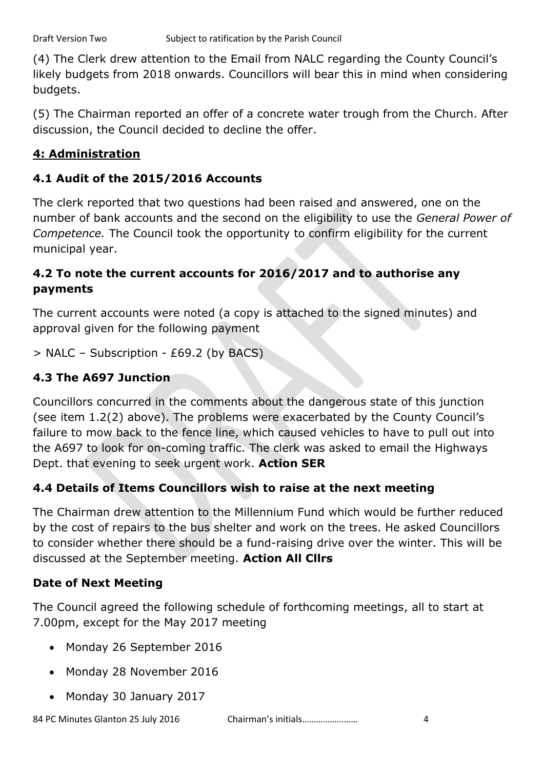(4) The Clerk drew attention to the Email from NALC regarding the County Council's likely budgets from 2018 onwards. Councillors will bear this in mind when considering budgets.

(5) The Chairman reported an offer of a concrete water trough from the Church. After discussion, the Council decided to decline the offer.

## **4: Administration**

### 4.1 Audit of the 2015/2016 Accounts

The clerk reported that two questions had been raised and answered, one on the number of bank accounts and the second on the eligibility to use the *General Power of Competence.* The Council took the opportunity to confirm eligibility for the current municipal year.

### 4.2 To note the current accounts for 2016/2017 and to authorise any payments

The current accounts were noted (a copy is attached to the signed minutes) and approval given for the following payment

> NALC – Subscription - £69.2 (by BACS)

### 4.3 The A697 Junction

Councillors concurred in the comments about the dangerous state of this junction (see item 1.2(2) above). The problems were exacerbated by the County Council's failure to mow back to the fence line, which caused vehicles to have to pull out into the A697 to look for on-coming traffic. The clerk was asked to email the Highways Dept. that evening to seek urgent work. **Action SER**

### 4.4 Details of Items Councillors wish to raise at the next meeting

The Chairman drew attention to the Millennium Fund which would be further reduced by the cost of repairs to the bus shelter and work on the trees. He asked Councillors to consider whether there should be a fund-raising drive over the winter. This will be discussed at the September meeting. **Action All Cllrs**

### Date of Next Meeting

The Council agreed the following schedule of forthcoming meetings, all to start at 7.00pm, except for the May 2017 meeting

- Monday 26 September 2016
- Monday 28 November 2016
- Monday 30 January 2017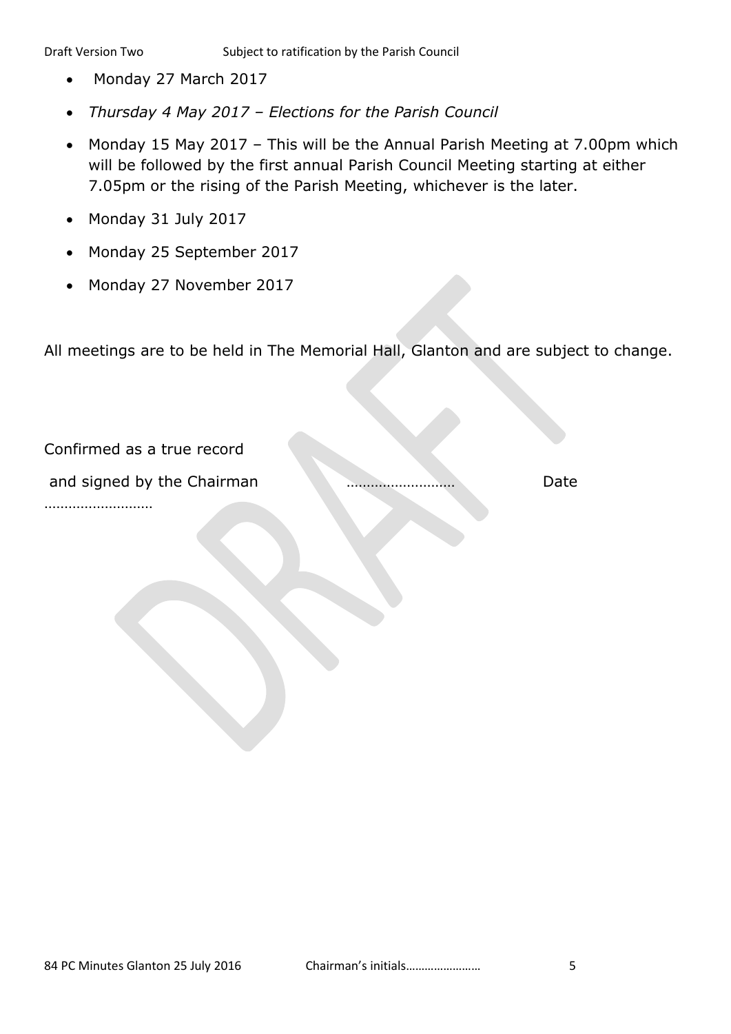- Monday 27 March 2017
- *Thursday 4 May 2017 – Elections for the Parish Council*
- Monday 15 May 2017 – This will be the Annual Parish Meeting at 7.00pm which will be followed by the first annual Parish Council Meeting starting at either 7.05pm or the rising of the Parish Meeting, whichever is the later.
- Monday 31 July 2017
- Monday 25 September 2017
- Monday 27 November 2017

All meetings are to be held in The Memorial Hall, Glanton and are subject to change.

Confirmed as a true record

and signed by the Chairman ……………………… Date ………………………